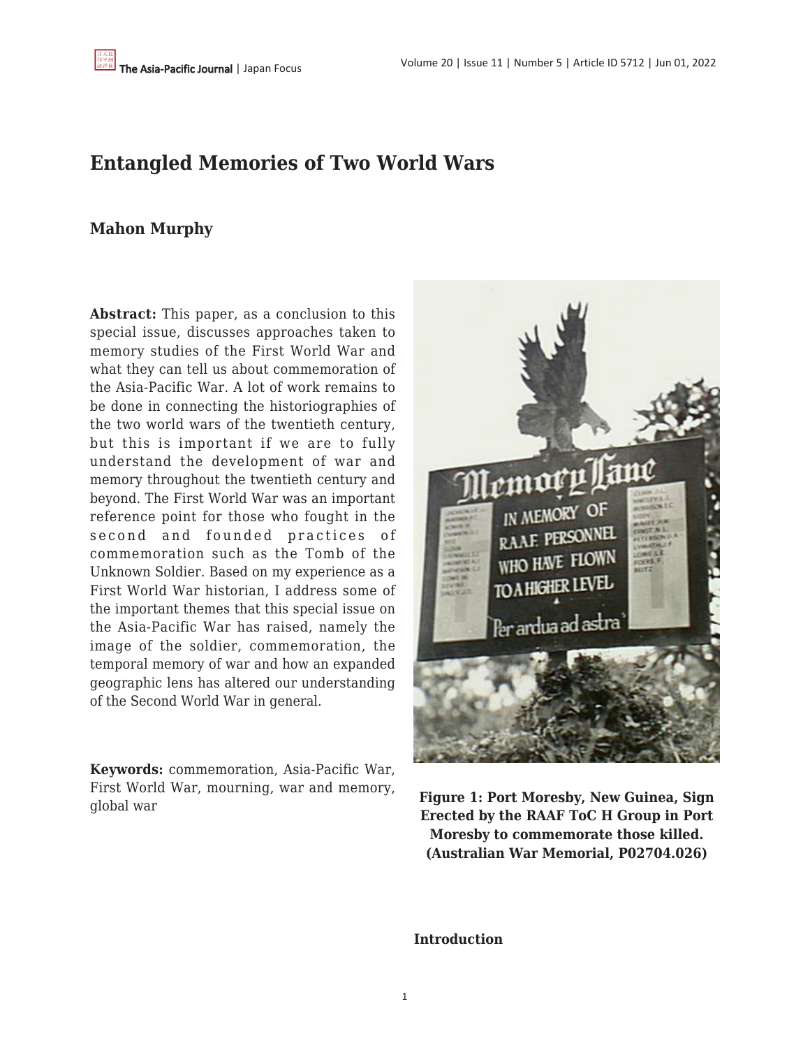# Entangled Memories of Two World Wars

**Mahon Murphy**

**Abstract:** This paper, as a conclusion to this special issue, discusses approaches taken to memory studies of the First World War and what they can tell us about commemoration of the Asia-Pacific War. A lot of work remains to be done in connecting the historiographies of the two world wars of the twentieth century, but this is important if we are to fully understand the development of war and memory throughout the twentieth century and beyond. The First World War was an important reference point for those who fought in the second and founded practices of commemoration such as the Tomb of the Unknown Soldier. Based on my experience as a First World War historian, I address some of the important themes that this special issue on the Asia-Pacific War has raised, namely the image of the soldier, commemoration, the temporal memory of war and how an expanded geographic lens has altered our understanding of the Second World War in general.

**Keywords:** commemoration, Asia-Pacific War, First World War, mourning, war and memory, global war

**Figure 1: Port Moresby, New Guinea, Sign Erected by the RAAF ToC H Group in Port Moresby to commemorate those killed. (Australian War Memorial, P02704.026)**

## Introduction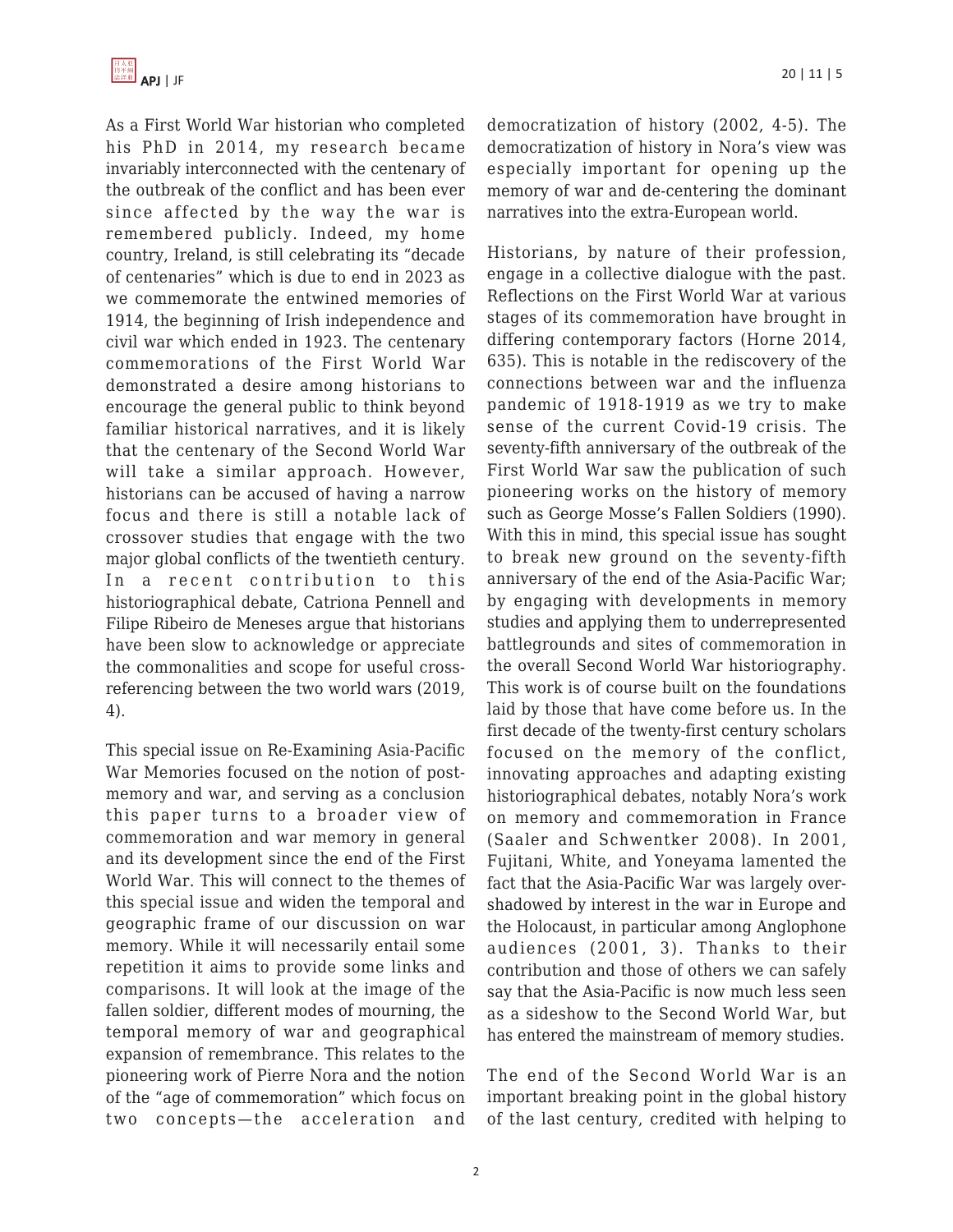As a First World War historian who completed his PhD in 2014, my research became invariably interconnected with the centenary of the outbreak of the conflict and has been ever since affected by the way the war is remembered publicly. Indeed, my home country, Ireland, is still celebrating its "decade of centenaries" which is due to end in 2023 as we commemorate the entwined memories of 1914, the beginning of Irish independence and civil war which ended in 1923. The centenary commemorations of the First World War demonstrated a desire among historians to encourage the general public to think beyond familiar historical narratives, and it is likely that the centenary of the Second World War will take a similar approach. However, historians can be accused of having a narrow focus and there is still a notable lack of crossover studies that engage with the two major global conflicts of the twentieth century. In a recent contribution to this historiographical debate, Catriona Pennell and Filipe Ribeiro de Meneses argue that historians have been slow to acknowledge or appreciate the commonalities and scope for useful cross-referencing between the two world wars (2019, 4).

This special issue on Re-Examining Asia-Pacific War Memories focused on the notion of post-memory and war, and serving as a conclusion this paper turns to a broader view of commemoration and war memory in general and its development since the end of the First World War. This will connect to the themes of this special issue and widen the temporal and geographic frame of our discussion on war memory. While it will necessarily entail some repetition it aims to provide some links and comparisons. It will look at the image of the fallen soldier, different modes of mourning, the temporal memory of war and geographical expansion of remembrance. This relates to the pioneering work of Pierre Nora and the notion of the "age of commemoration" which focus on two concepts—the acceleration and democratization of history (2002, 4-5). The democratization of history in Nora's view was especially important for opening up the memory of war and de-centering the dominant narratives into the extra-European world.

Historians, by nature of their profession, engage in a collective dialogue with the past. Reflections on the First World War at various stages of its commemoration have brought in differing contemporary factors (Horne 2014, 635). This is notable in the rediscovery of the connections between war and the influenza pandemic of 1918-1919 as we try to make sense of the current Covid-19 crisis. The seventy-fifth anniversary of the outbreak of the First World War saw the publication of such pioneering works on the history of memory such as George Mosse's Fallen Soldiers (1990). With this in mind, this special issue has sought to break new ground on the seventy-fifth anniversary of the end of the Asia-Pacific War; by engaging with developments in memory studies and applying them to underrepresented battlegrounds and sites of commemoration in the overall Second World War historiography. This work is of course built on the foundations laid by those that have come before us. In the first decade of the twenty-first century scholars focused on the memory of the conflict, innovating approaches and adapting existing historiographical debates, notably Nora's work on memory and commemoration in France (Saaler and Schwentker 2008). In 2001, Fujitani, White, and Yoneyama lamented the fact that the Asia-Pacific War was largely over-shadowed by interest in the war in Europe and the Holocaust, in particular among Anglophone audiences (2001, 3). Thanks to their contribution and those of others we can safely say that the Asia-Pacific is now much less seen as a sideshow to the Second World War, but has entered the mainstream of memory studies.

The end of the Second World War is an important breaking point in the global history of the last century, credited with helping to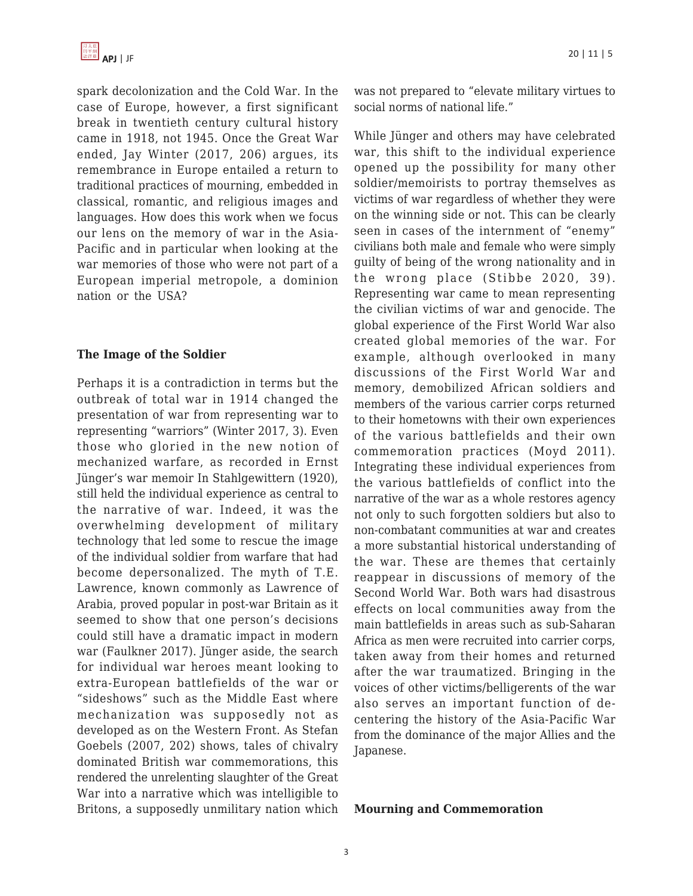spark decolonization and the Cold War. In the case of Europe, however, a first significant break in twentieth century cultural history came in 1918, not 1945. Once the Great War ended, Jay Winter (2017, 206) argues, its remembrance in Europe entailed a return to traditional practices of mourning, embedded in classical, romantic, and religious images and languages. How does this work when we focus our lens on the memory of war in the Asia-Pacific and in particular when looking at the war memories of those who were not part of a European imperial metropole, a dominion nation or the USA?

## The Image of the Soldier

Perhaps it is a contradiction in terms but the outbreak of total war in 1914 changed the presentation of war from representing war to representing "warriors" (Winter 2017, 3). Even those who gloried in the new notion of mechanized warfare, as recorded in Ernst Jünger's war memoir In Stahlgewittern (1920), still held the individual experience as central to the narrative of war. Indeed, it was the overwhelming development of military technology that led some to rescue the image of the individual soldier from warfare that had become depersonalized. The myth of T.E. Lawrence, known commonly as Lawrence of Arabia, proved popular in post-war Britain as it seemed to show that one person's decisions could still have a dramatic impact in modern war (Faulkner 2017). Jünger aside, the search for individual war heroes meant looking to extra-European battlefields of the war or "sideshows" such as the Middle East where mechanization was supposedly not as developed as on the Western Front. As Stefan Goebels (2007, 202) shows, tales of chivalry dominated British war commemorations, this rendered the unrelenting slaughter of the Great War into a narrative which was intelligible to Britons, a supposedly unmilitary nation which was not prepared to "elevate military virtues to social norms of national life."

While Jünger and others may have celebrated war, this shift to the individual experience opened up the possibility for many other soldier/memoirists to portray themselves as victims of war regardless of whether they were on the winning side or not. This can be clearly seen in cases of the internment of "enemy" civilians both male and female who were simply guilty of being of the wrong nationality and in the wrong place (Stibbe 2020, 39). Representing war came to mean representing the civilian victims of war and genocide. The global experience of the First World War also created global memories of the war. For example, although overlooked in many discussions of the First World War and memory, demobilized African soldiers and members of the various carrier corps returned to their hometowns with their own experiences of the various battlefields and their own commemoration practices (Moyd 2011). Integrating these individual experiences from the various battlefields of conflict into the narrative of the war as a whole restores agency not only to such forgotten soldiers but also to non-combatant communities at war and creates a more substantial historical understanding of the war. These are themes that certainly reappear in discussions of memory of the Second World War. Both wars had disastrous effects on local communities away from the main battlefields in areas such as sub-Saharan Africa as men were recruited into carrier corps, taken away from their homes and returned after the war traumatized. Bringing in the voices of other victims/belligerents of the war also serves an important function of de-centering the history of the Asia-Pacific War from the dominance of the major Allies and the Japanese.

## Mourning and Commemoration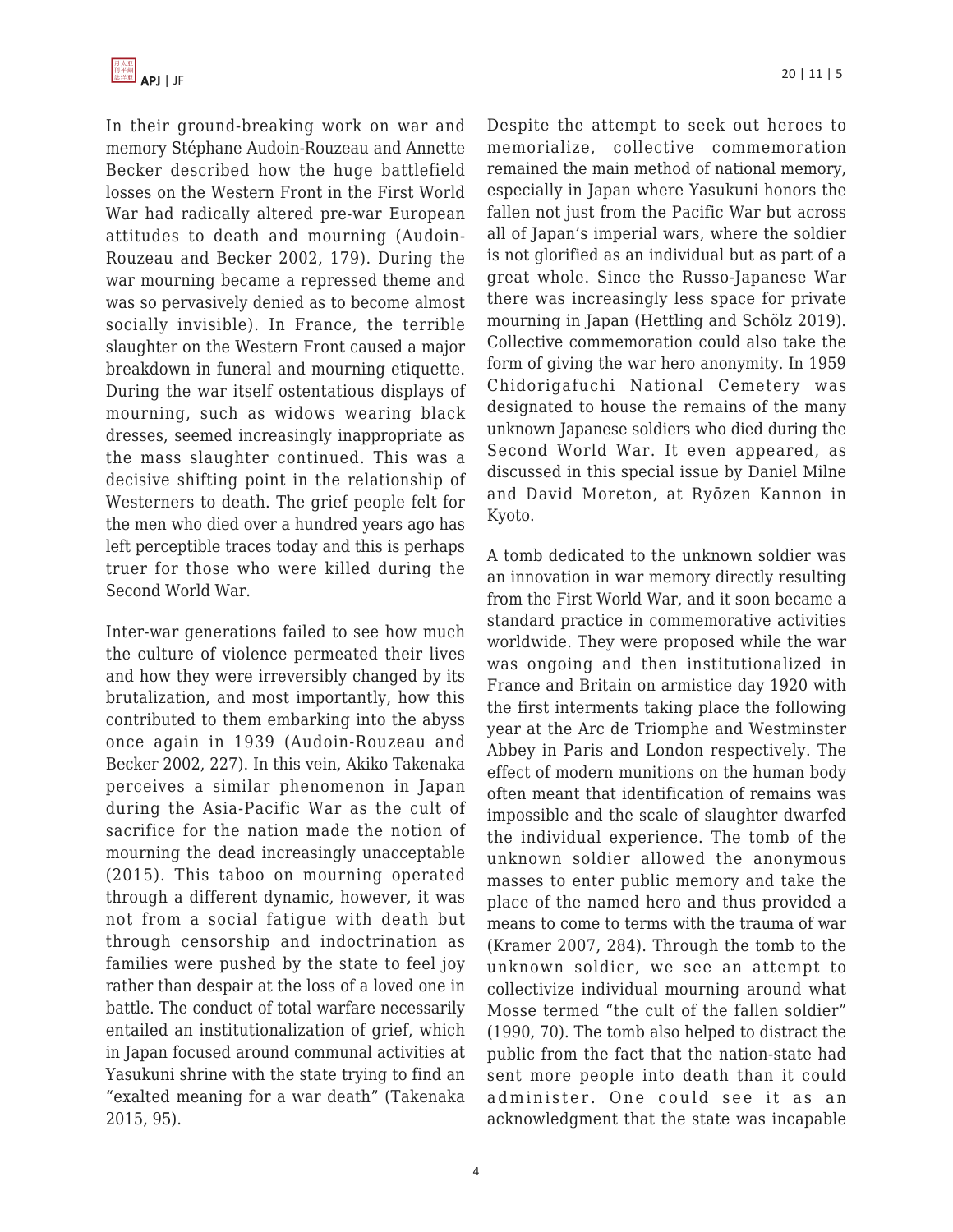In their ground-breaking work on war and memory Stéphane Audoin-Rouzeau and Annette Becker described how the huge battlefield losses on the Western Front in the First World War had radically altered pre-war European attitudes to death and mourning (Audoin-Rouzeau and Becker 2002, 179). During the war mourning became a repressed theme and was so pervasively denied as to become almost socially invisible). In France, the terrible slaughter on the Western Front caused a major breakdown in funeral and mourning etiquette. During the war itself ostentatious displays of mourning, such as widows wearing black dresses, seemed increasingly inappropriate as the mass slaughter continued. This was a decisive shifting point in the relationship of Westerners to death. The grief people felt for the men who died over a hundred years ago has left perceptible traces today and this is perhaps truer for those who were killed during the Second World War.

Inter-war generations failed to see how much the culture of violence permeated their lives and how they were irreversibly changed by its brutalization, and most importantly, how this contributed to them embarking into the abyss once again in 1939 (Audoin-Rouzeau and Becker 2002, 227). In this vein, Akiko Takenaka perceives a similar phenomenon in Japan during the Asia-Pacific War as the cult of sacrifice for the nation made the notion of mourning the dead increasingly unacceptable (2015). This taboo on mourning operated through a different dynamic, however, it was not from a social fatigue with death but through censorship and indoctrination as families were pushed by the state to feel joy rather than despair at the loss of a loved one in battle. The conduct of total warfare necessarily entailed an institutionalization of grief, which in Japan focused around communal activities at Yasukuni shrine with the state trying to find an "exalted meaning for a war death" (Takenaka 2015, 95).

Despite the attempt to seek out heroes to memorialize, collective commemoration remained the main method of national memory, especially in Japan where Yasukuni honors the fallen not just from the Pacific War but across all of Japan's imperial wars, where the soldier is not glorified as an individual but as part of a great whole. Since the Russo-Japanese War there was increasingly less space for private mourning in Japan (Hettling and Schölz 2019). Collective commemoration could also take the form of giving the war hero anonymity. In 1959 Chidorigafuchi National Cemetery was designated to house the remains of the many unknown Japanese soldiers who died during the Second World War. It even appeared, as discussed in this special issue by Daniel Milne and David Moreton, at Ryōzen Kannon in Kyoto.

A tomb dedicated to the unknown soldier was an innovation in war memory directly resulting from the First World War, and it soon became a standard practice in commemorative activities worldwide. They were proposed while the war was ongoing and then institutionalized in France and Britain on armistice day 1920 with the first interments taking place the following year at the Arc de Triomphe and Westminster Abbey in Paris and London respectively. The effect of modern munitions on the human body often meant that identification of remains was impossible and the scale of slaughter dwarfed the individual experience. The tomb of the unknown soldier allowed the anonymous masses to enter public memory and take the place of the named hero and thus provided a means to come to terms with the trauma of war (Kramer 2007, 284). Through the tomb to the unknown soldier, we see an attempt to collectivize individual mourning around what Mosse termed "the cult of the fallen soldier" (1990, 70). The tomb also helped to distract the public from the fact that the nation-state had sent more people into death than it could administer. One could see it as an acknowledgment that the state was incapable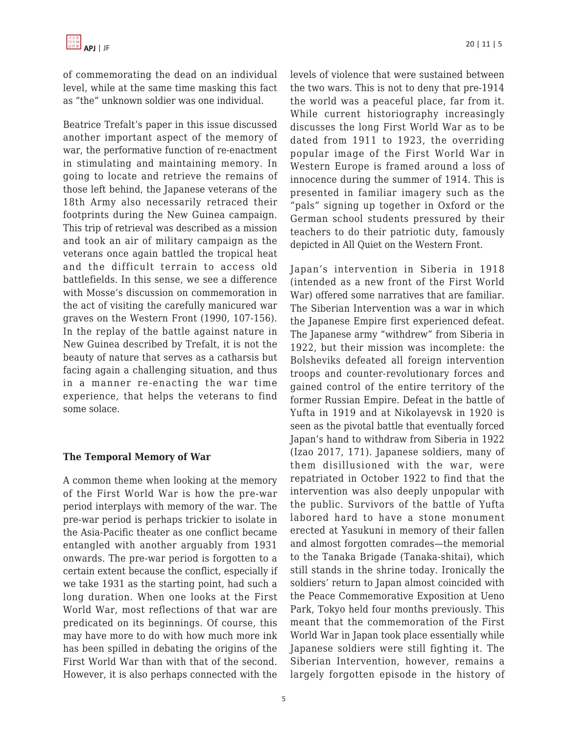of commemorating the dead on an individual level, while at the same time masking this fact as "the" unknown soldier was one individual.

Beatrice Trefalt's paper in this issue discussed another important aspect of the memory of war, the performative function of re-enactment in stimulating and maintaining memory. In going to locate and retrieve the remains of those left behind, the Japanese veterans of the 18th Army also necessarily retraced their footprints during the New Guinea campaign. This trip of retrieval was described as a mission and took an air of military campaign as the veterans once again battled the tropical heat and the difficult terrain to access old battlefields. In this sense, we see a difference with Mosse's discussion on commemoration in the act of visiting the carefully manicured war graves on the Western Front (1990, 107-156). In the replay of the battle against nature in New Guinea described by Trefalt, it is not the beauty of nature that serves as a catharsis but facing again a challenging situation, and thus in a manner re-enacting the war time experience, that helps the veterans to find some solace.

### The Temporal Memory of War

A common theme when looking at the memory of the First World War is how the pre-war period interplays with memory of the war. The pre-war period is perhaps trickier to isolate in the Asia-Pacific theater as one conflict became entangled with another arguably from 1931 onwards. The pre-war period is forgotten to a certain extent because the conflict, especially if we take 1931 as the starting point, had such a long duration. When one looks at the First World War, most reflections of that war are predicated on its beginnings. Of course, this may have more to do with how much more ink has been spilled in debating the origins of the First World War than with that of the second. However, it is also perhaps connected with the levels of violence that were sustained between the two wars. This is not to deny that pre-1914 the world was a peaceful place, far from it. While current historiography increasingly discusses the long First World War as to be dated from 1911 to 1923, the overriding popular image of the First World War in Western Europe is framed around a loss of innocence during the summer of 1914. This is presented in familiar imagery such as the "pals" signing up together in Oxford or the German school students pressured by their teachers to do their patriotic duty, famously depicted in All Quiet on the Western Front.

Japan's intervention in Siberia in 1918 (intended as a new front of the First World War) offered some narratives that are familiar. The Siberian Intervention was a war in which the Japanese Empire first experienced defeat. The Japanese army "withdrew" from Siberia in 1922, but their mission was incomplete: the Bolsheviks defeated all foreign intervention troops and counter-revolutionary forces and gained control of the entire territory of the former Russian Empire. Defeat in the battle of Yufta in 1919 and at Nikolayevsk in 1920 is seen as the pivotal battle that eventually forced Japan's hand to withdraw from Siberia in 1922 (Izao 2017, 171). Japanese soldiers, many of them disillusioned with the war, were repatriated in October 1922 to find that the intervention was also deeply unpopular with the public. Survivors of the battle of Yufta labored hard to have a stone monument erected at Yasukuni in memory of their fallen and almost forgotten comrades—the memorial to the Tanaka Brigade (Tanaka-shitai), which still stands in the shrine today. Ironically the soldiers' return to Japan almost coincided with the Peace Commemorative Exposition at Ueno Park, Tokyo held four months previously. This meant that the commemoration of the First World War in Japan took place essentially while Japanese soldiers were still fighting it. The Siberian Intervention, however, remains a largely forgotten episode in the history of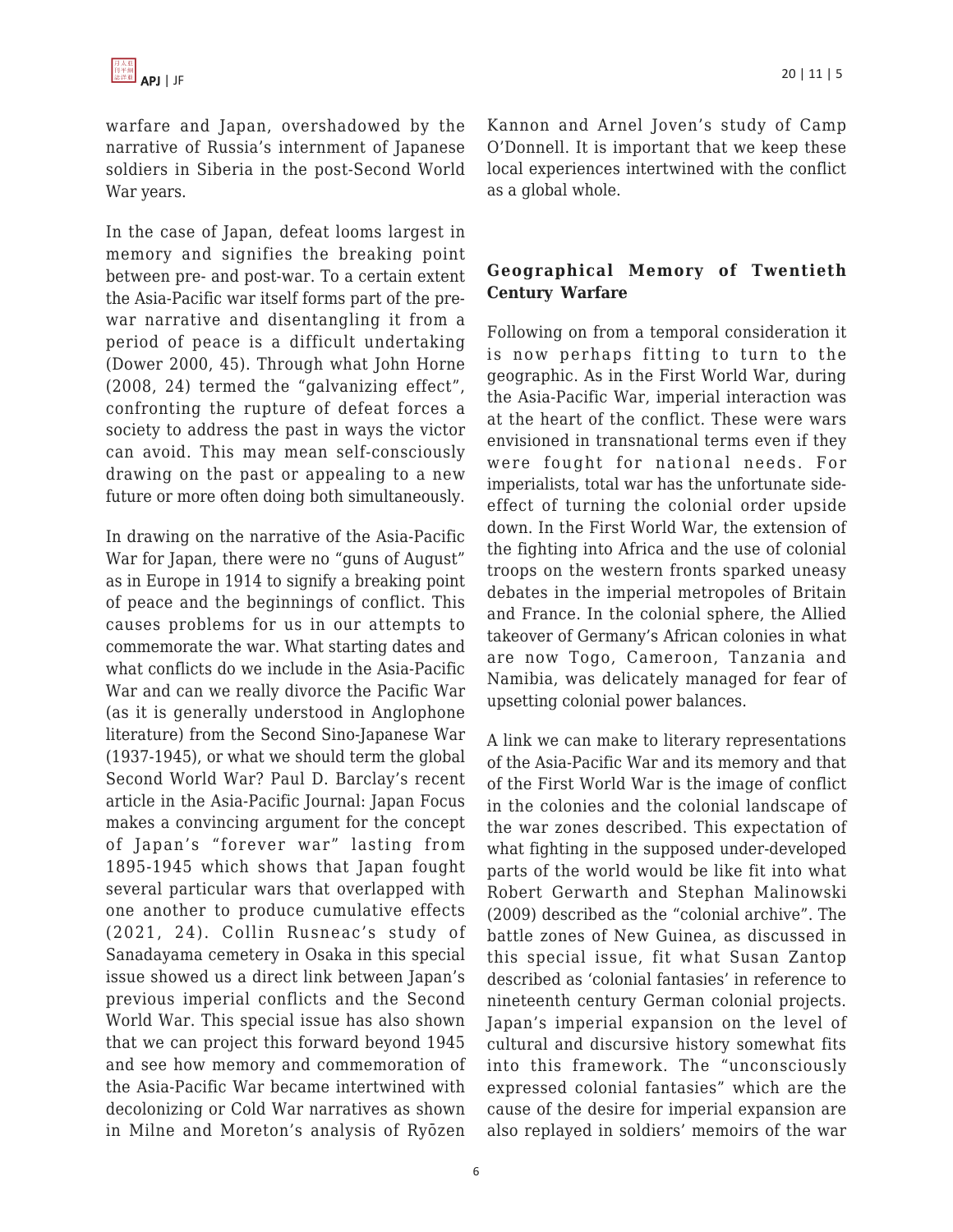warfare and Japan, overshadowed by the narrative of Russia's internment of Japanese soldiers in Siberia in the post-Second World War years.

In the case of Japan, defeat looms largest in memory and signifies the breaking point between pre- and post-war. To a certain extent the Asia-Pacific war itself forms part of the pre-war narrative and disentangling it from a period of peace is a difficult undertaking (Dower 2000, 45). Through what John Horne (2008, 24) termed the "galvanizing effect", confronting the rupture of defeat forces a society to address the past in ways the victor can avoid. This may mean self-consciously drawing on the past or appealing to a new future or more often doing both simultaneously.

In drawing on the narrative of the Asia-Pacific War for Japan, there were no "guns of August" as in Europe in 1914 to signify a breaking point of peace and the beginnings of conflict. This causes problems for us in our attempts to commemorate the war. What starting dates and what conflicts do we include in the Asia-Pacific War and can we really divorce the Pacific War (as it is generally understood in Anglophone literature) from the Second Sino-Japanese War (1937-1945), or what we should term the global Second World War? Paul D. Barclay's recent article in the Asia-Pacific Journal: Japan Focus makes a convincing argument for the concept of Japan's "forever war" lasting from 1895-1945 which shows that Japan fought several particular wars that overlapped with one another to produce cumulative effects (2021, 24). Collin Rusneac's study of Sanadayama cemetery in Osaka in this special issue showed us a direct link between Japan's previous imperial conflicts and the Second World War. This special issue has also shown that we can project this forward beyond 1945 and see how memory and commemoration of the Asia-Pacific War became intertwined with decolonizing or Cold War narratives as shown in Milne and Moreton's analysis of Ryōzen Kannon and Arnel Joven's study of Camp O'Donnell. It is important that we keep these local experiences intertwined with the conflict as a global whole.

## Geographical Memory of Twentieth Century Warfare

Following on from a temporal consideration it is now perhaps fitting to turn to the geographic. As in the First World War, during the Asia-Pacific War, imperial interaction was at the heart of the conflict. These were wars envisioned in transnational terms even if they were fought for national needs. For imperialists, total war has the unfortunate side-effect of turning the colonial order upside down. In the First World War, the extension of the fighting into Africa and the use of colonial troops on the western fronts sparked uneasy debates in the imperial metropoles of Britain and France. In the colonial sphere, the Allied takeover of Germany's African colonies in what are now Togo, Cameroon, Tanzania and Namibia, was delicately managed for fear of upsetting colonial power balances.

A link we can make to literary representations of the Asia-Pacific War and its memory and that of the First World War is the image of conflict in the colonies and the colonial landscape of the war zones described. This expectation of what fighting in the supposed under-developed parts of the world would be like fit into what Robert Gerwarth and Stephan Malinowski (2009) described as the "colonial archive". The battle zones of New Guinea, as discussed in this special issue, fit what Susan Zantop described as 'colonial fantasies' in reference to nineteenth century German colonial projects. Japan's imperial expansion on the level of cultural and discursive history somewhat fits into this framework. The "unconsciously expressed colonial fantasies" which are the cause of the desire for imperial expansion are also replayed in soldiers' memoirs of the war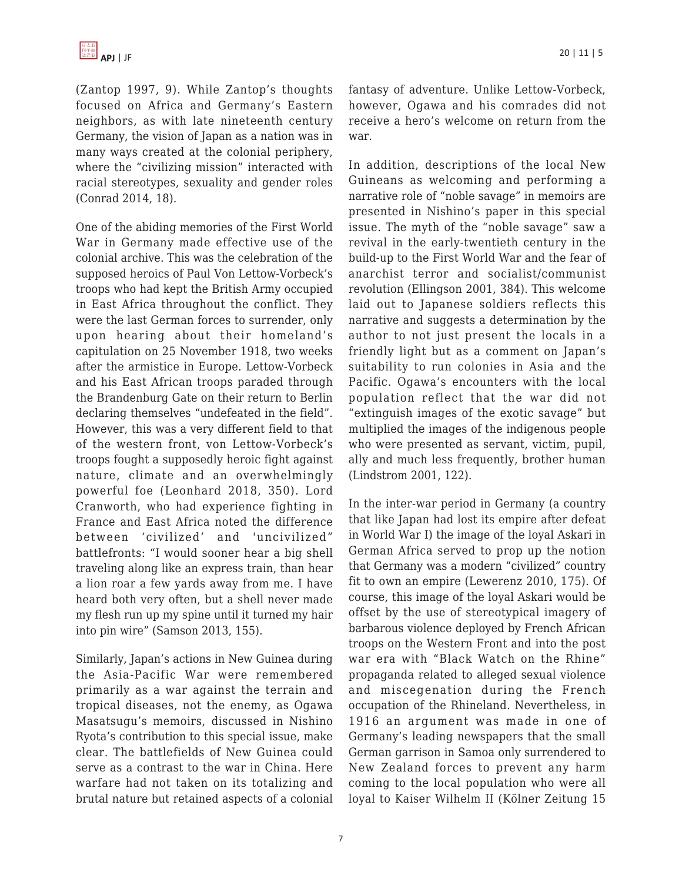(Zantop 1997, 9). While Zantop's thoughts focused on Africa and Germany's Eastern neighbors, as with late nineteenth century Germany, the vision of Japan as a nation was in many ways created at the colonial periphery, where the "civilizing mission" interacted with racial stereotypes, sexuality and gender roles (Conrad 2014, 18).

One of the abiding memories of the First World War in Germany made effective use of the colonial archive. This was the celebration of the supposed heroics of Paul Von Lettow-Vorbeck's troops who had kept the British Army occupied in East Africa throughout the conflict. They were the last German forces to surrender, only upon hearing about their homeland's capitulation on 25 November 1918, two weeks after the armistice in Europe. Lettow-Vorbeck and his East African troops paraded through the Brandenburg Gate on their return to Berlin declaring themselves "undefeated in the field". However, this was a very different field to that of the western front, von Lettow-Vorbeck's troops fought a supposedly heroic fight against nature, climate and an overwhelmingly powerful foe (Leonhard 2018, 350). Lord Cranworth, who had experience fighting in France and East Africa noted the difference between 'civilized' and 'uncivilized" battlefronts: "I would sooner hear a big shell traveling along like an express train, than hear a lion roar a few yards away from me. I have heard both very often, but a shell never made my flesh run up my spine until it turned my hair into pin wire" (Samson 2013, 155).

Similarly, Japan's actions in New Guinea during the Asia-Pacific War were remembered primarily as a war against the terrain and tropical diseases, not the enemy, as Ogawa Masatsugu's memoirs, discussed in Nishino Ryota's contribution to this special issue, make clear. The battlefields of New Guinea could serve as a contrast to the war in China. Here warfare had not taken on its totalizing and brutal nature but retained aspects of a colonial fantasy of adventure. Unlike Lettow-Vorbeck, however, Ogawa and his comrades did not receive a hero's welcome on return from the war.

In addition, descriptions of the local New Guineans as welcoming and performing a narrative role of "noble savage" in memoirs are presented in Nishino's paper in this special issue. The myth of the "noble savage" saw a revival in the early-twentieth century in the build-up to the First World War and the fear of anarchist terror and socialist/communist revolution (Ellingson 2001, 384). This welcome laid out to Japanese soldiers reflects this narrative and suggests a determination by the author to not just present the locals in a friendly light but as a comment on Japan's suitability to run colonies in Asia and the Pacific. Ogawa's encounters with the local population reflect that the war did not "extinguish images of the exotic savage" but multiplied the images of the indigenous people who were presented as servant, victim, pupil, ally and much less frequently, brother human (Lindstrom 2001, 122).

In the inter-war period in Germany (a country that like Japan had lost its empire after defeat in World War I) the image of the loyal Askari in German Africa served to prop up the notion that Germany was a modern "civilized" country fit to own an empire (Lewerenz 2010, 175). Of course, this image of the loyal Askari would be offset by the use of stereotypical imagery of barbarous violence deployed by French African troops on the Western Front and into the post war era with "Black Watch on the Rhine" propaganda related to alleged sexual violence and miscegenation during the French occupation of the Rhineland. Nevertheless, in 1916 an argument was made in one of Germany's leading newspapers that the small German garrison in Samoa only surrendered to New Zealand forces to prevent any harm coming to the local population who were all loyal to Kaiser Wilhelm II (Kölner Zeitung 15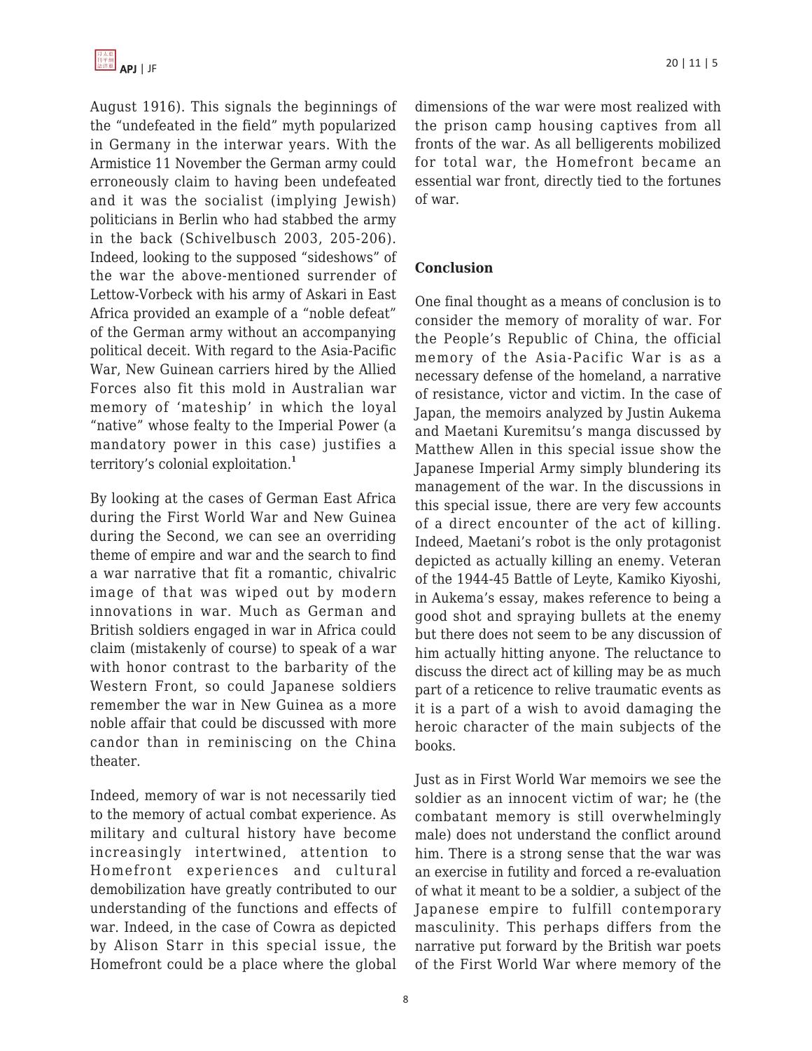August 1916). This signals the beginnings of the "undefeated in the field" myth popularized in Germany in the interwar years. With the Armistice 11 November the German army could erroneously claim to having been undefeated and it was the socialist (implying Jewish) politicians in Berlin who had stabbed the army in the back (Schivelbusch 2003, 205-206). Indeed, looking to the supposed "sideshows" of the war the above-mentioned surrender of Lettow-Vorbeck with his army of Askari in East Africa provided an example of a "noble defeat" of the German army without an accompanying political deceit. With regard to the Asia-Pacific War, New Guinean carriers hired by the Allied Forces also fit this mold in Australian war memory of 'mateship' in which the loyal "native" whose fealty to the Imperial Power (a mandatory power in this case) justifies a territory's colonial exploitation.[1]

By looking at the cases of German East Africa during the First World War and New Guinea during the Second, we can see an overriding theme of empire and war and the search to find a war narrative that fit a romantic, chivalric image of that was wiped out by modern innovations in war. Much as German and British soldiers engaged in war in Africa could claim (mistakenly of course) to speak of a war with honor contrast to the barbarity of the Western Front, so could Japanese soldiers remember the war in New Guinea as a more noble affair that could be discussed with more candor than in reminiscing on the China theater.

Indeed, memory of war is not necessarily tied to the memory of actual combat experience. As military and cultural history have become increasingly intertwined, attention to Homefront experiences and cultural demobilization have greatly contributed to our understanding of the functions and effects of war. Indeed, in the case of Cowra as depicted by Alison Starr in this special issue, the Homefront could be a place where the global dimensions of the war were most realized with the prison camp housing captives from all fronts of the war. As all belligerents mobilized for total war, the Homefront became an essential war front, directly tied to the fortunes of war.

**Conclusion**

One final thought as a means of conclusion is to consider the memory of morality of war. For the People's Republic of China, the official memory of the Asia-Pacific War is as a necessary defense of the homeland, a narrative of resistance, victor and victim. In the case of Japan, the memoirs analyzed by Justin Aukema and Maetani Kuremitsu's manga discussed by Matthew Allen in this special issue show the Japanese Imperial Army simply blundering its management of the war. In the discussions in this special issue, there are very few accounts of a direct encounter of the act of killing. Indeed, Maetani's robot is the only protagonist depicted as actually killing an enemy. Veteran of the 1944-45 Battle of Leyte, Kamiko Kiyoshi, in Aukema's essay, makes reference to being a good shot and spraying bullets at the enemy but there does not seem to be any discussion of him actually hitting anyone. The reluctance to discuss the direct act of killing may be as much part of a reticence to relive traumatic events as it is a part of a wish to avoid damaging the heroic character of the main subjects of the books.

Just as in First World War memoirs we see the soldier as an innocent victim of war; he (the combatant memory is still overwhelmingly male) does not understand the conflict around him. There is a strong sense that the war was an exercise in futility and forced a re-evaluation of what it meant to be a soldier, a subject of the Japanese empire to fulfill contemporary masculinity. This perhaps differs from the narrative put forward by the British war poets of the First World War where memory of the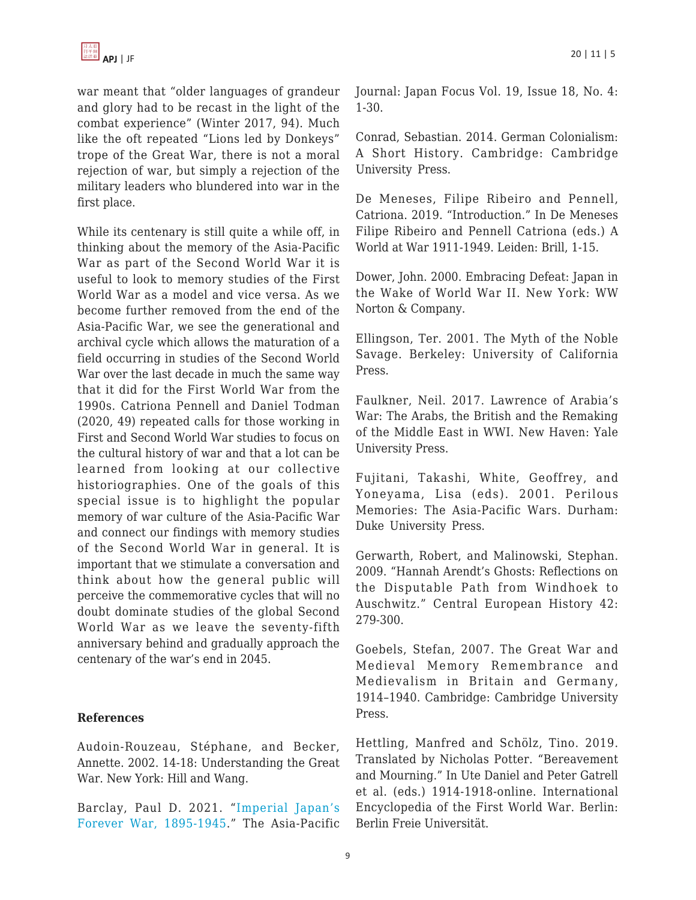war meant that "older languages of grandeur and glory had to be recast in the light of the combat experience" (Winter 2017, 94). Much like the oft repeated "Lions led by Donkeys" trope of the Great War, there is not a moral rejection of war, but simply a rejection of the military leaders who blundered into war in the first place.

While its centenary is still quite a while off, in thinking about the memory of the Asia-Pacific War as part of the Second World War it is useful to look to memory studies of the First World War as a model and vice versa. As we become further removed from the end of the Asia-Pacific War, we see the generational and archival cycle which allows the maturation of a field occurring in studies of the Second World War over the last decade in much the same way that it did for the First World War from the 1990s. Catriona Pennell and Daniel Todman (2020, 49) repeated calls for those working in First and Second World War studies to focus on the cultural history of war and that a lot can be learned from looking at our collective historiographies. One of the goals of this special issue is to highlight the popular memory of war culture of the Asia-Pacific War and connect our findings with memory studies of the Second World War in general. It is important that we stimulate a conversation and think about how the general public will perceive the commemorative cycles that will no doubt dominate studies of the global Second World War as we leave the seventy-fifth anniversary behind and gradually approach the centenary of the war's end in 2045.

## References

Audoin-Rouzeau, Stéphane, and Becker, Annette. 2002. 14-18: Understanding the Great War. New York: Hill and Wang.

Barclay, Paul D. 2021. "Imperial Japan's Forever War, 1895-1945." The Asia-Pacific Journal: Japan Focus Vol. 19, Issue 18, No. 4: 1-30.

Conrad, Sebastian. 2014. German Colonialism: A Short History. Cambridge: Cambridge University Press.

De Meneses, Filipe Ribeiro and Pennell, Catriona. 2019. "Introduction." In De Meneses Filipe Ribeiro and Pennell Catriona (eds.) A World at War 1911-1949. Leiden: Brill, 1-15.

Dower, John. 2000. Embracing Defeat: Japan in the Wake of World War II. New York: WW Norton & Company.

Ellingson, Ter. 2001. The Myth of the Noble Savage. Berkeley: University of California Press.

Faulkner, Neil. 2017. Lawrence of Arabia's War: The Arabs, the British and the Remaking of the Middle East in WWI. New Haven: Yale University Press.

Fujitani, Takashi, White, Geoffrey, and Yoneyama, Lisa (eds). 2001. Perilous Memories: The Asia-Pacific Wars. Durham: Duke University Press.

Gerwarth, Robert, and Malinowski, Stephan. 2009. "Hannah Arendt's Ghosts: Reflections on the Disputable Path from Windhoek to Auschwitz." Central European History 42: 279-300.

Goebels, Stefan, 2007. The Great War and Medieval Memory Remembrance and Medievalism in Britain and Germany, 1914–1940. Cambridge: Cambridge University Press.

Hettling, Manfred and Schölz, Tino. 2019. Translated by Nicholas Potter. "Bereavement and Mourning." In Ute Daniel and Peter Gatrell et al. (eds.) 1914-1918-online. International Encyclopedia of the First World War. Berlin: Berlin Freie Universität.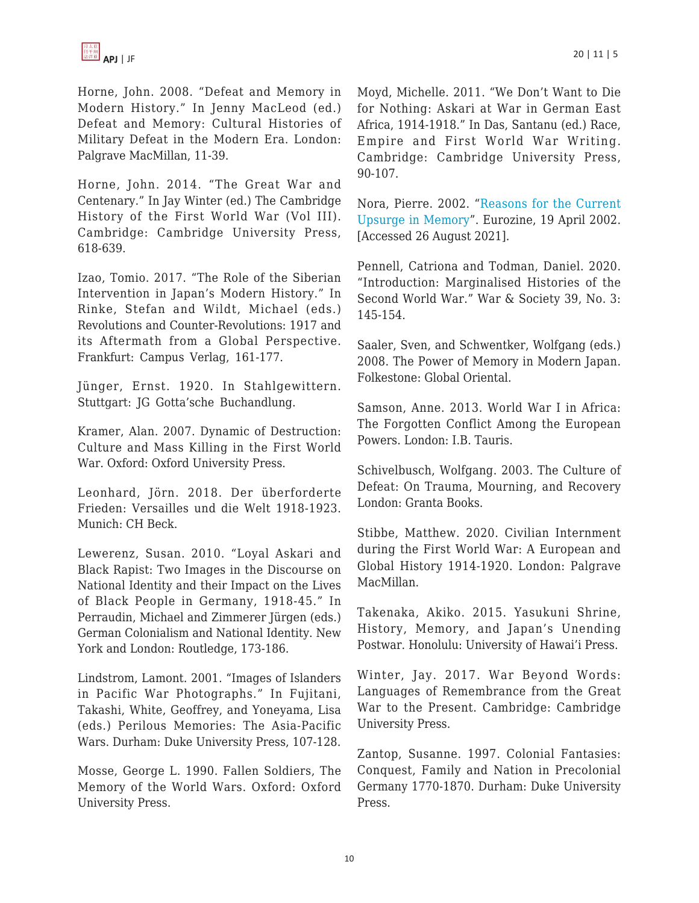Horne, John. 2008. "Defeat and Memory in Modern History." In Jenny MacLeod (ed.) Defeat and Memory: Cultural Histories of Military Defeat in the Modern Era. London: Palgrave MacMillan, 11-39.

Horne, John. 2014. "The Great War and Centenary." In Jay Winter (ed.) The Cambridge History of the First World War (Vol III). Cambridge: Cambridge University Press, 618-639.

Izao, Tomio. 2017. "The Role of the Siberian Intervention in Japan's Modern History." In Rinke, Stefan and Wildt, Michael (eds.) Revolutions and Counter-Revolutions: 1917 and its Aftermath from a Global Perspective. Frankfurt: Campus Verlag, 161-177.

Jünger, Ernst. 1920. In Stahlgewittern. Stuttgart: JG Gotta'sche Buchandlung.

Kramer, Alan. 2007. Dynamic of Destruction: Culture and Mass Killing in the First World War. Oxford: Oxford University Press.

Leonhard, Jörn. 2018. Der überforderte Frieden: Versailles und die Welt 1918-1923. Munich: CH Beck.

Lewerenz, Susan. 2010. "Loyal Askari and Black Rapist: Two Images in the Discourse on National Identity and their Impact on the Lives of Black People in Germany, 1918-45." In Perraudin, Michael and Zimmerer Jürgen (eds.) German Colonialism and National Identity. New York and London: Routledge, 173-186.

Lindstrom, Lamont. 2001. "Images of Islanders in Pacific War Photographs." In Fujitani, Takashi, White, Geoffrey, and Yoneyama, Lisa (eds.) Perilous Memories: The Asia-Pacific Wars. Durham: Duke University Press, 107-128.

Mosse, George L. 1990. Fallen Soldiers, The Memory of the World Wars. Oxford: Oxford University Press.

Moyd, Michelle. 2011. "We Don't Want to Die for Nothing: Askari at War in German East Africa, 1914-1918." In Das, Santanu (ed.) Race, Empire and First World War Writing. Cambridge: Cambridge University Press, 90-107.

Nora, Pierre. 2002. "Reasons for the Current Upsurge in Memory". Eurozine, 19 April 2002. [Accessed 26 August 2021].

Pennell, Catriona and Todman, Daniel. 2020. "Introduction: Marginalised Histories of the Second World War." War & Society 39, No. 3: 145-154.

Saaler, Sven, and Schwentker, Wolfgang (eds.) 2008. The Power of Memory in Modern Japan. Folkestone: Global Oriental.

Samson, Anne. 2013. World War I in Africa: The Forgotten Conflict Among the European Powers. London: I.B. Tauris.

Schivelbusch, Wolfgang. 2003. The Culture of Defeat: On Trauma, Mourning, and Recovery London: Granta Books.

Stibbe, Matthew. 2020. Civilian Internment during the First World War: A European and Global History 1914-1920. London: Palgrave MacMillan.

Takenaka, Akiko. 2015. Yasukuni Shrine, History, Memory, and Japan's Unending Postwar. Honolulu: University of Hawai'i Press.

Winter, Jay. 2017. War Beyond Words: Languages of Remembrance from the Great War to the Present. Cambridge: Cambridge University Press.

Zantop, Susanne. 1997. Colonial Fantasies: Conquest, Family and Nation in Precolonial Germany 1770-1870. Durham: Duke University Press.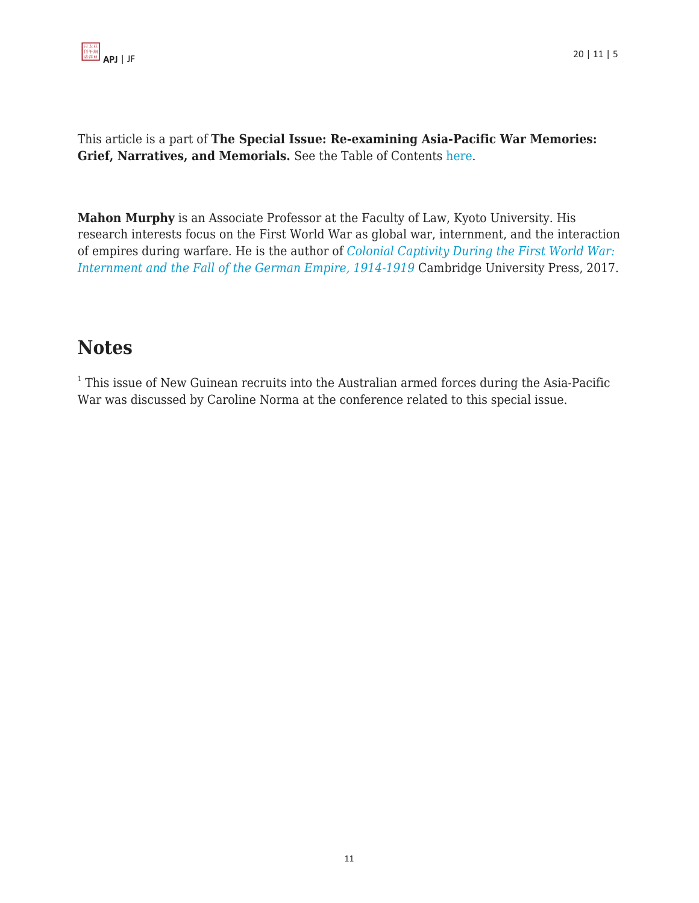This article is a part of **The Special Issue: Re-examining Asia-Pacific War Memories: Grief, Narratives, and Memorials.** See the Table of Contents here.

**Mahon Murphy** is an Associate Professor at the Faculty of Law, Kyoto University. His research interests focus on the First World War as global war, internment, and the interaction of empires during warfare. He is the author of *Colonial Captivity During the First World War: Internment and the Fall of the German Empire, 1914-1919* Cambridge University Press, 2017.

## Notes

[1] This issue of New Guinean recruits into the Australian armed forces during the Asia-Pacific War was discussed by Caroline Norma at the conference related to this special issue.